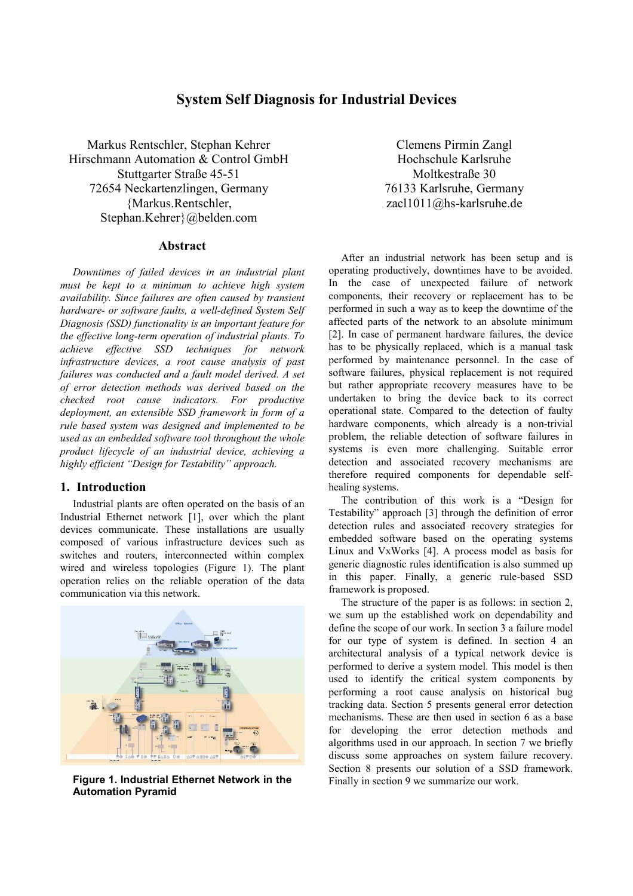# System Self Diagnosis for Industrial Devices

Markus Rentschler, Stephan Kehrer
Hirschmann Automation & Control GmbH
Stuttgarter Straße 45-51
72654 Neckartenzlingen, Germany
{Markus.Rentschler, Stephan.Kehrer}@belden.com

Clemens Pirmin Zangl
Hochschule Karlsruhe
Moltkestraße 30
76133 Karlsruhe, Germany
zacl1011@hs-karlsruhe.de

## Abstract

*Downtimes of failed devices in an industrial plant must be kept to a minimum to achieve high system availability. Since failures are often caused by transient hardware- or software faults, a well-defined System Self Diagnosis (SSD) functionality is an important feature for the effective long-term operation of industrial plants. To achieve effective SSD techniques for network infrastructure devices, a root cause analysis of past failures was conducted and a fault model derived. A set of error detection methods was derived based on the checked root cause indicators. For productive deployment, an extensible SSD framework in form of a rule based system was designed and implemented to be used as an embedded software tool throughout the whole product lifecycle of an industrial device, achieving a highly efficient "Design for Testability" approach.*

## 1. Introduction

Industrial plants are often operated on the basis of an Industrial Ethernet network [1], over which the plant devices communicate. These installations are usually composed of various infrastructure devices such as switches and routers, interconnected within complex wired and wireless topologies (Figure 1). The plant operation relies on the reliable operation of the data communication via this network.

**Figure 1. Industrial Ethernet Network in the Automation Pyramid**

After an industrial network has been setup and is operating productively, downtimes have to be avoided. In the case of unexpected failure of network components, their recovery or replacement has to be performed in such a way as to keep the downtime of the affected parts of the network to an absolute minimum [2]. In case of permanent hardware failures, the device has to be physically replaced, which is a manual task performed by maintenance personnel. In the case of software failures, physical replacement is not required but rather appropriate recovery measures have to be undertaken to bring the device back to its correct operational state. Compared to the detection of faulty hardware components, which already is a non-trivial problem, the reliable detection of software failures in systems is even more challenging. Suitable error detection and associated recovery mechanisms are therefore required components for dependable self-healing systems.

The contribution of this work is a "Design for Testability" approach [3] through the definition of error detection rules and associated recovery strategies for embedded software based on the operating systems Linux and VxWorks [4]. A process model as basis for generic diagnostic rules identification is also summed up in this paper. Finally, a generic rule-based SSD framework is proposed.

The structure of the paper is as follows: in section 2, we sum up the established work on dependability and define the scope of our work. In section 3 a failure model for our type of system is defined. In section 4 an architectural analysis of a typical network device is performed to derive a system model. This model is then used to identify the critical system components by performing a root cause analysis on historical bug tracking data. Section 5 presents general error detection mechanisms. These are then used in section 6 as a base for developing the error detection methods and algorithms used in our approach. In section 7 we briefly discuss some approaches on system failure recovery. Section 8 presents our solution of a SSD framework. Finally in section 9 we summarize our work.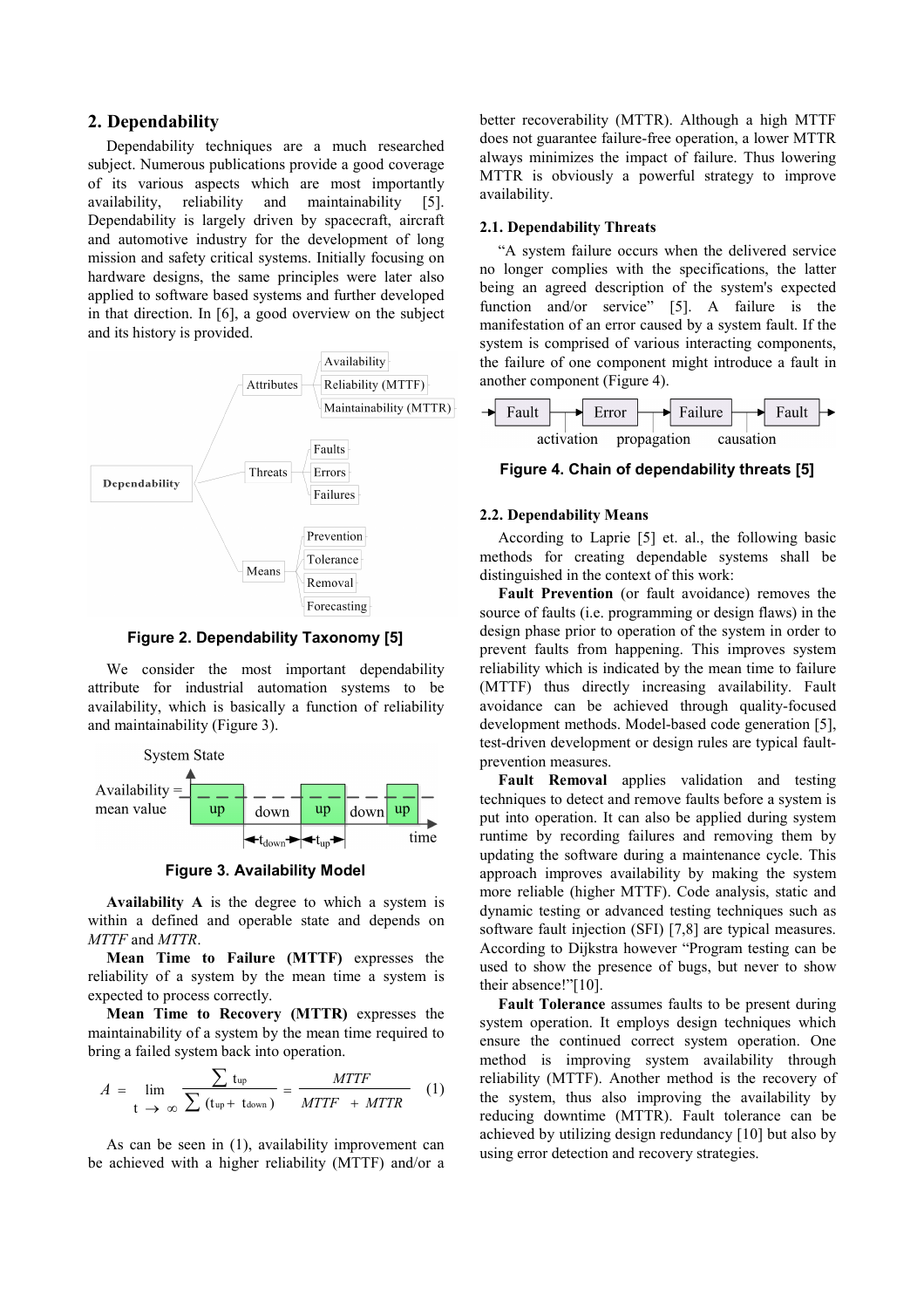## 2. Dependability

Dependability techniques are a much researched subject. Numerous publications provide a good coverage of its various aspects which are most importantly availability, reliability and maintainability [5]. Dependability is largely driven by spacecraft, aircraft and automotive industry for the development of long mission and safety critical systems. Initially focusing on hardware designs, the same principles were later also applied to software based systems and further developed in that direction. In [6], a good overview on the subject and its history is provided.

**Figure 2. Dependability Taxonomy [5]**

We consider the most important dependability attribute for industrial automation systems to be availability, which is basically a function of reliability and maintainability (Figure 3).

**Figure 3. Availability Model**

**Availability A** is the degree to which a system is within a defined and operable state and depends on *MTTF* and *MTTR*.

**Mean Time to Failure (MTTF)** expresses the reliability of a system by the mean time a system is expected to process correctly.

**Mean Time to Recovery (MTTR)** expresses the maintainability of a system by the mean time required to bring a failed system back into operation.

$$A = \lim_{t \to \infty} \frac{\sum t_{up}}{\sum (t_{up} + t_{down})} = \frac{MTTF}{MTTF + MTTR} \qquad (1)$$

As can be seen in (1), availability improvement can be achieved with a higher reliability (MTTF) and/or a better recoverability (MTTR). Although a high MTTF does not guarantee failure-free operation, a lower MTTR always minimizes the impact of failure. Thus lowering MTTR is obviously a powerful strategy to improve availability.

### 2.1. Dependability Threats

"A system failure occurs when the delivered service no longer complies with the specifications, the latter being an agreed description of the system's expected function and/or service" [5]. A failure is the manifestation of an error caused by a system fault. If the system is comprised of various interacting components, the failure of one component might introduce a fault in another component (Figure 4).

**Figure 4. Chain of dependability threats [5]**

### 2.2. Dependability Means

According to Laprie [5] et. al., the following basic methods for creating dependable systems shall be distinguished in the context of this work:

**Fault Prevention** (or fault avoidance) removes the source of faults (i.e. programming or design flaws) in the design phase prior to operation of the system in order to prevent faults from happening. This improves system reliability which is indicated by the mean time to failure (MTTF) thus directly increasing availability. Fault avoidance can be achieved through quality-focused development methods. Model-based code generation [5], test-driven development or design rules are typical fault-prevention measures.

**Fault Removal** applies validation and testing techniques to detect and remove faults before a system is put into operation. It can also be applied during system runtime by recording failures and removing them by updating the software during a maintenance cycle. This approach improves availability by making the system more reliable (higher MTTF). Code analysis, static and dynamic testing or advanced testing techniques such as software fault injection (SFI) [7,8] are typical measures. According to Dijkstra however "Program testing can be used to show the presence of bugs, but never to show their absence!"[10].

**Fault Tolerance** assumes faults to be present during system operation. It employs design techniques which ensure the continued correct system operation. One method is improving system availability through reliability (MTTF). Another method is the recovery of the system, thus also improving the availability by reducing downtime (MTTR). Fault tolerance can be achieved by utilizing design redundancy [10] but also by using error detection and recovery strategies.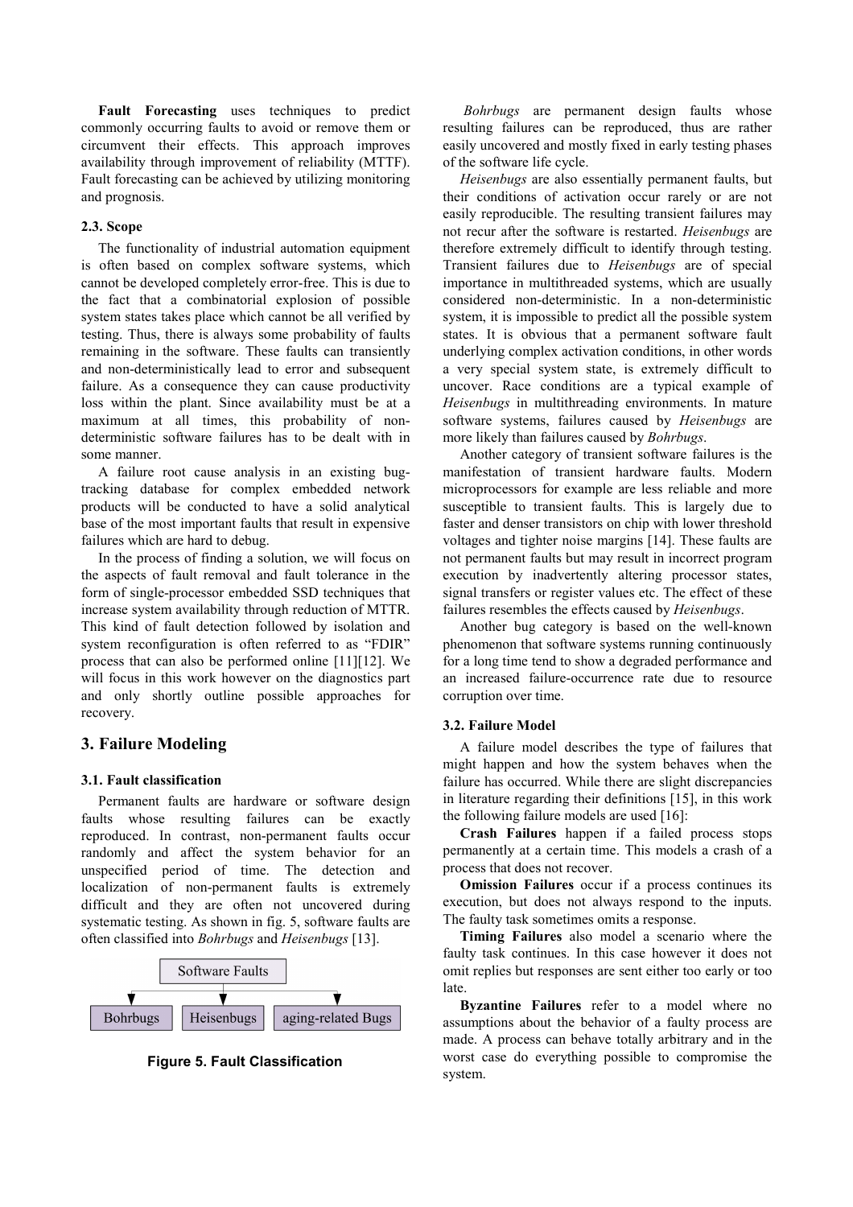**Fault Forecasting** uses techniques to predict commonly occurring faults to avoid or remove them or circumvent their effects. This approach improves availability through improvement of reliability (MTTF). Fault forecasting can be achieved by utilizing monitoring and prognosis.

### 2.3. Scope

The functionality of industrial automation equipment is often based on complex software systems, which cannot be developed completely error-free. This is due to the fact that a combinatorial explosion of possible system states takes place which cannot be all verified by testing. Thus, there is always some probability of faults remaining in the software. These faults can transiently and non-deterministically lead to error and subsequent failure. As a consequence they can cause productivity loss within the plant. Since availability must be at a maximum at all times, this probability of non-deterministic software failures has to be dealt with in some manner.

A failure root cause analysis in an existing bug-tracking database for complex embedded network products will be conducted to have a solid analytical base of the most important faults that result in expensive failures which are hard to debug.

In the process of finding a solution, we will focus on the aspects of fault removal and fault tolerance in the form of single-processor embedded SSD techniques that increase system availability through reduction of MTTR. This kind of fault detection followed by isolation and system reconfiguration is often referred to as "FDIR" process that can also be performed online [11][12]. We will focus in this work however on the diagnostics part and only shortly outline possible approaches for recovery.

## 3. Failure Modeling

### 3.1. Fault classification

Permanent faults are hardware or software design faults whose resulting failures can be exactly reproduced. In contrast, non-permanent faults occur randomly and affect the system behavior for an unspecified period of time. The detection and localization of non-permanent faults is extremely difficult and they are often not uncovered during systematic testing. As shown in fig. 5, software faults are often classified into *Bohrbugs* and *Heisenbugs* [13].

Software Faults → Bohrbugs | Heisenbugs | aging-related Bugs

**Figure 5. Fault Classification**

*Bohrbugs* are permanent design faults whose resulting failures can be reproduced, thus are rather easily uncovered and mostly fixed in early testing phases of the software life cycle.

*Heisenbugs* are also essentially permanent faults, but their conditions of activation occur rarely or are not easily reproducible. The resulting transient failures may not recur after the software is restarted. *Heisenbugs* are therefore extremely difficult to identify through testing. Transient failures due to *Heisenbugs* are of special importance in multithreaded systems, which are usually considered non-deterministic. In a non-deterministic system, it is impossible to predict all the possible system states. It is obvious that a permanent software fault underlying complex activation conditions, in other words a very special system state, is extremely difficult to uncover. Race conditions are a typical example of *Heisenbugs* in multithreading environments. In mature software systems, failures caused by *Heisenbugs* are more likely than failures caused by *Bohrbugs*.

Another category of transient software failures is the manifestation of transient hardware faults. Modern microprocessors for example are less reliable and more susceptible to transient faults. This is largely due to faster and denser transistors on chip with lower threshold voltages and tighter noise margins [14]. These faults are not permanent faults but may result in incorrect program execution by inadvertently altering processor states, signal transfers or register values etc. The effect of these failures resembles the effects caused by *Heisenbugs*.

Another bug category is based on the well-known phenomenon that software systems running continuously for a long time tend to show a degraded performance and an increased failure-occurrence rate due to resource corruption over time.

### 3.2. Failure Model

A failure model describes the type of failures that might happen and how the system behaves when the failure has occurred. While there are slight discrepancies in literature regarding their definitions [15], in this work the following failure models are used [16]:

**Crash Failures** happen if a failed process stops permanently at a certain time. This models a crash of a process that does not recover.

**Omission Failures** occur if a process continues its execution, but does not always respond to the inputs. The faulty task sometimes omits a response.

**Timing Failures** also model a scenario where the faulty task continues. In this case however it does not omit replies but responses are sent either too early or too late.

**Byzantine Failures** refer to a model where no assumptions about the behavior of a faulty process are made. A process can behave totally arbitrary and in the worst case do everything possible to compromise the system.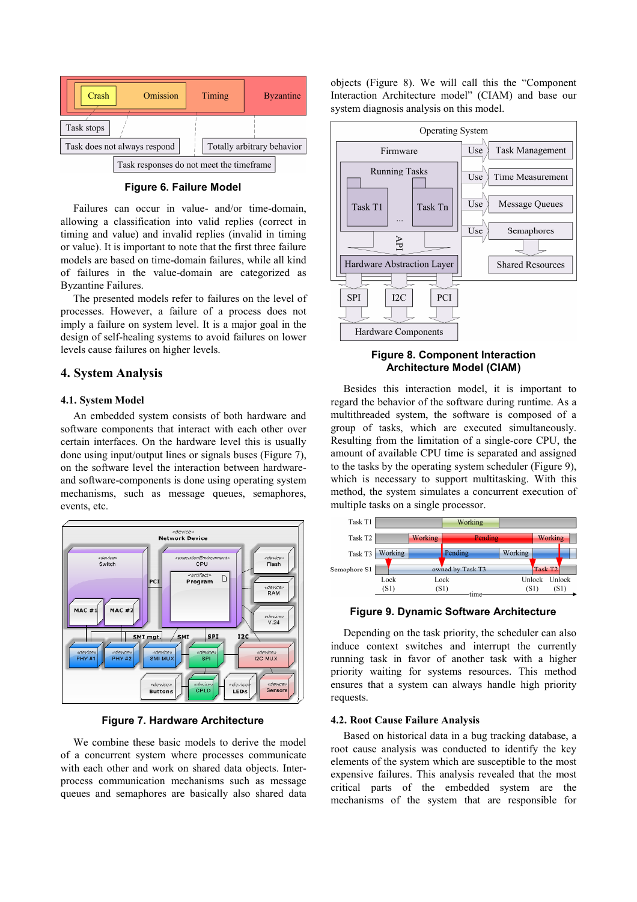**Figure 6. Failure Model**

Failures can occur in value- and/or time-domain, allowing a classification into valid replies (correct in timing and value) and invalid replies (invalid in timing or value). It is important to note that the first three failure models are based on time-domain failures, while all kind of failures in the value-domain are categorized as Byzantine Failures.

The presented models refer to failures on the level of processes. However, a failure of a process does not imply a failure on system level. It is a major goal in the design of self-healing systems to avoid failures on lower levels cause failures on higher levels.

## 4. System Analysis

### 4.1. System Model

An embedded system consists of both hardware and software components that interact with each other over certain interfaces. On the hardware level this is usually done using input/output lines or signals buses (Figure 7), on the software level the interaction between hardware- and software-components is done using operating system mechanisms, such as message queues, semaphores, events, etc.

**Figure 7. Hardware Architecture**

We combine these basic models to derive the model of a concurrent system where processes communicate with each other and work on shared data objects. Inter-process communication mechanisms such as message queues and semaphores are basically also shared data objects (Figure 8). We will call this the "Component Interaction Architecture model" (CIAM) and base our system diagnosis analysis on this model.

**Figure 8. Component Interaction Architecture Model (CIAM)**

Besides this interaction model, it is important to regard the behavior of the software during runtime. As a multithreaded system, the software is composed of a group of tasks, which are executed simultaneously. Resulting from the limitation of a single-core CPU, the amount of available CPU time is separated and assigned to the tasks by the operating system scheduler (Figure 9), which is necessary to support multitasking. With this method, the system simulates a concurrent execution of multiple tasks on a single processor.

**Figure 9. Dynamic Software Architecture**

Depending on the task priority, the scheduler can also induce context switches and interrupt the currently running task in favor of another task with a higher priority waiting for systems resources. This method ensures that a system can always handle high priority requests.

### 4.2. Root Cause Failure Analysis

Based on historical data in a bug tracking database, a root cause analysis was conducted to identify the key elements of the system which are susceptible to the most expensive failures. This analysis revealed that the most critical parts of the embedded system are the mechanisms of the system that are responsible for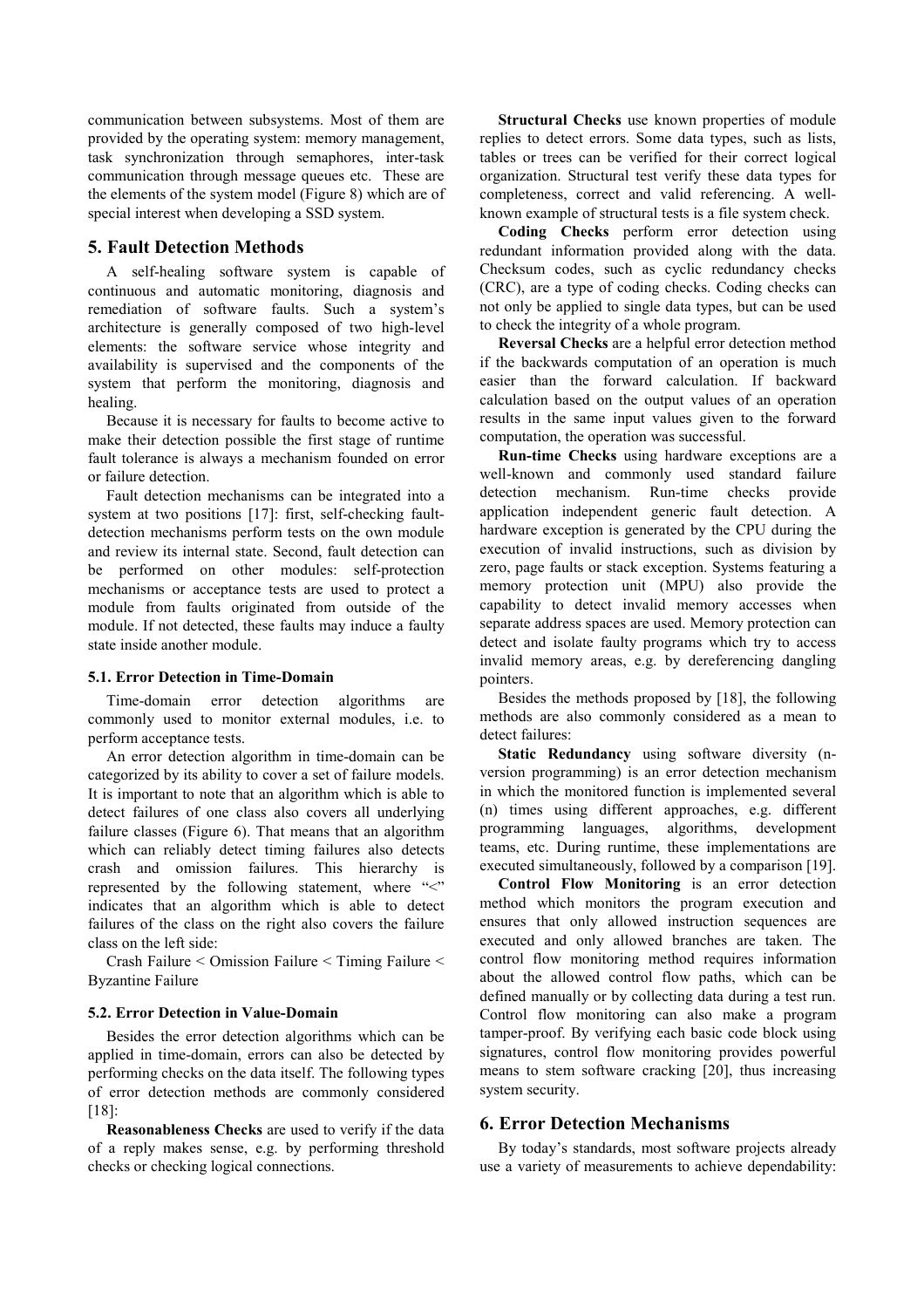communication between subsystems. Most of them are provided by the operating system: memory management, task synchronization through semaphores, inter-task communication through message queues etc. These are the elements of the system model (Figure 8) which are of special interest when developing a SSD system.

## 5. Fault Detection Methods

A self-healing software system is capable of continuous and automatic monitoring, diagnosis and remediation of software faults. Such a system's architecture is generally composed of two high-level elements: the software service whose integrity and availability is supervised and the components of the system that perform the monitoring, diagnosis and healing.

Because it is necessary for faults to become active to make their detection possible the first stage of runtime fault tolerance is always a mechanism founded on error or failure detection.

Fault detection mechanisms can be integrated into a system at two positions [17]: first, self-checking fault-detection mechanisms perform tests on the own module and review its internal state. Second, fault detection can be performed on other modules: self-protection mechanisms or acceptance tests are used to protect a module from faults originated from outside of the module. If not detected, these faults may induce a faulty state inside another module.

### 5.1. Error Detection in Time-Domain

Time-domain error detection algorithms are commonly used to monitor external modules, i.e. to perform acceptance tests.

An error detection algorithm in time-domain can be categorized by its ability to cover a set of failure models. It is important to note that an algorithm which is able to detect failures of one class also covers all underlying failure classes (Figure 6). That means that an algorithm which can reliably detect timing failures also detects crash and omission failures. This hierarchy is represented by the following statement, where "<" indicates that an algorithm which is able to detect failures of the class on the right also covers the failure class on the left side:

Crash Failure < Omission Failure < Timing Failure < Byzantine Failure

### 5.2. Error Detection in Value-Domain

Besides the error detection algorithms which can be applied in time-domain, errors can also be detected by performing checks on the data itself. The following types of error detection methods are commonly considered [18]:

**Reasonableness Checks** are used to verify if the data of a reply makes sense, e.g. by performing threshold checks or checking logical connections.

**Structural Checks** use known properties of module replies to detect errors. Some data types, such as lists, tables or trees can be verified for their correct logical organization. Structural test verify these data types for completeness, correct and valid referencing. A well-known example of structural tests is a file system check.

**Coding Checks** perform error detection using redundant information provided along with the data. Checksum codes, such as cyclic redundancy checks (CRC), are a type of coding checks. Coding checks can not only be applied to single data types, but can be used to check the integrity of a whole program.

**Reversal Checks** are a helpful error detection method if the backwards computation of an operation is much easier than the forward calculation. If backward calculation based on the output values of an operation results in the same input values given to the forward computation, the operation was successful.

**Run-time Checks** using hardware exceptions are a well-known and commonly used standard failure detection mechanism. Run-time checks provide application independent generic fault detection. A hardware exception is generated by the CPU during the execution of invalid instructions, such as division by zero, page faults or stack exception. Systems featuring a memory protection unit (MPU) also provide the capability to detect invalid memory accesses when separate address spaces are used. Memory protection can detect and isolate faulty programs which try to access invalid memory areas, e.g. by dereferencing dangling pointers.

Besides the methods proposed by [18], the following methods are also commonly considered as a mean to detect failures:

**Static Redundancy** using software diversity (n-version programming) is an error detection mechanism in which the monitored function is implemented several (n) times using different approaches, e.g. different programming languages, algorithms, development teams, etc. During runtime, these implementations are executed simultaneously, followed by a comparison [19].

**Control Flow Monitoring** is an error detection method which monitors the program execution and ensures that only allowed instruction sequences are executed and only allowed branches are taken. The control flow monitoring method requires information about the allowed control flow paths, which can be defined manually or by collecting data during a test run. Control flow monitoring can also make a program tamper-proof. By verifying each basic code block using signatures, control flow monitoring provides powerful means to stem software cracking [20], thus increasing system security.

## 6. Error Detection Mechanisms

By today's standards, most software projects already use a variety of measurements to achieve dependability: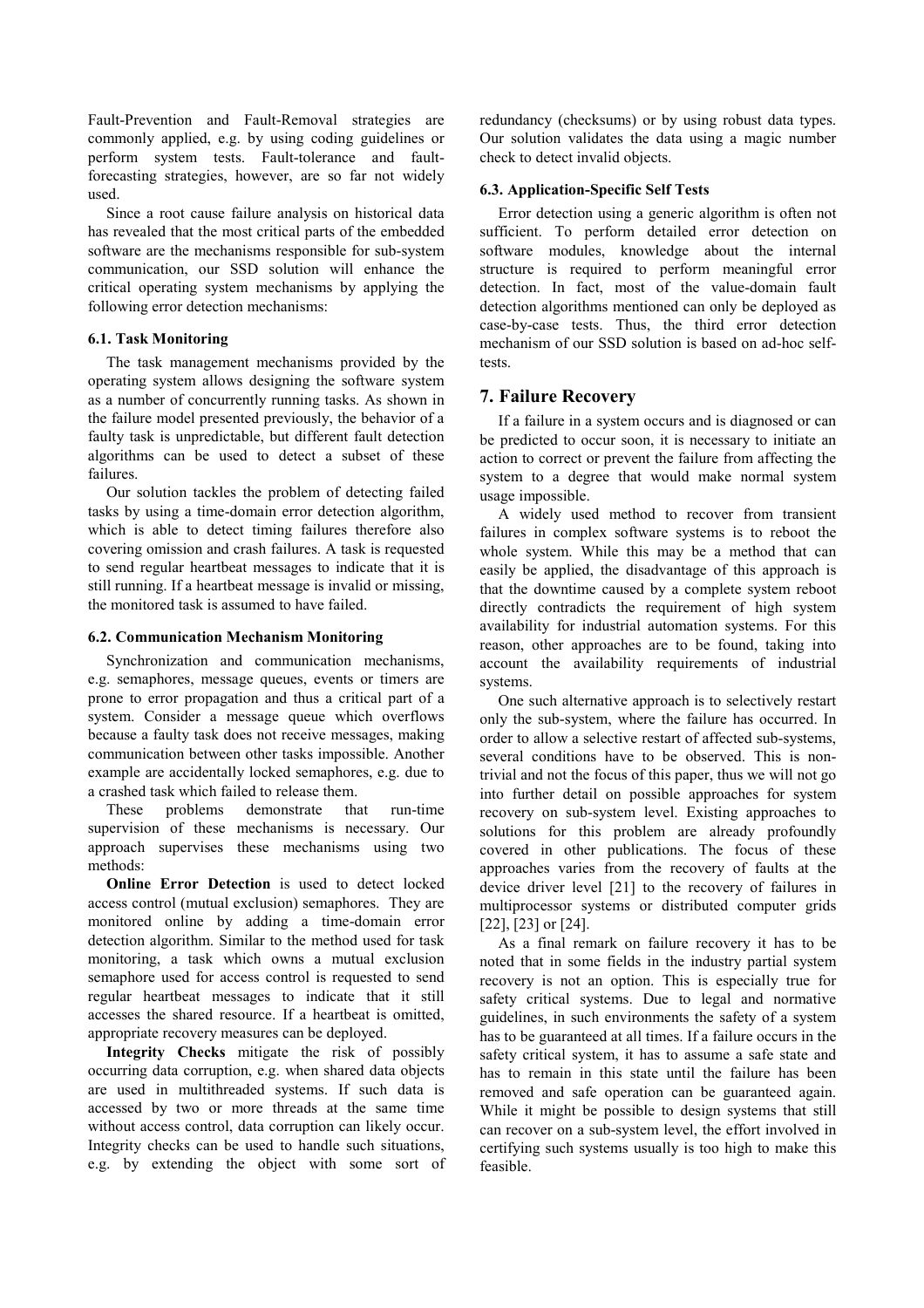Fault-Prevention and Fault-Removal strategies are commonly applied, e.g. by using coding guidelines or perform system tests. Fault-tolerance and fault-forecasting strategies, however, are so far not widely used.

Since a root cause failure analysis on historical data has revealed that the most critical parts of the embedded software are the mechanisms responsible for sub-system communication, our SSD solution will enhance the critical operating system mechanisms by applying the following error detection mechanisms:

### 6.1. Task Monitoring

The task management mechanisms provided by the operating system allows designing the software system as a number of concurrently running tasks. As shown in the failure model presented previously, the behavior of a faulty task is unpredictable, but different fault detection algorithms can be used to detect a subset of these failures.

Our solution tackles the problem of detecting failed tasks by using a time-domain error detection algorithm, which is able to detect timing failures therefore also covering omission and crash failures. A task is requested to send regular heartbeat messages to indicate that it is still running. If a heartbeat message is invalid or missing, the monitored task is assumed to have failed.

### 6.2. Communication Mechanism Monitoring

Synchronization and communication mechanisms, e.g. semaphores, message queues, events or timers are prone to error propagation and thus a critical part of a system. Consider a message queue which overflows because a faulty task does not receive messages, making communication between other tasks impossible. Another example are accidentally locked semaphores, e.g. due to a crashed task which failed to release them.

These problems demonstrate that run-time supervision of these mechanisms is necessary. Our approach supervises these mechanisms using two methods:

**Online Error Detection** is used to detect locked access control (mutual exclusion) semaphores. They are monitored online by adding a time-domain error detection algorithm. Similar to the method used for task monitoring, a task which owns a mutual exclusion semaphore used for access control is requested to send regular heartbeat messages to indicate that it still accesses the shared resource. If a heartbeat is omitted, appropriate recovery measures can be deployed.

**Integrity Checks** mitigate the risk of possibly occurring data corruption, e.g. when shared data objects are used in multithreaded systems. If such data is accessed by two or more threads at the same time without access control, data corruption can likely occur. Integrity checks can be used to handle such situations, e.g. by extending the object with some sort of redundancy (checksums) or by using robust data types. Our solution validates the data using a magic number check to detect invalid objects.

### 6.3. Application-Specific Self Tests

Error detection using a generic algorithm is often not sufficient. To perform detailed error detection on software modules, knowledge about the internal structure is required to perform meaningful error detection. In fact, most of the value-domain fault detection algorithms mentioned can only be deployed as case-by-case tests. Thus, the third error detection mechanism of our SSD solution is based on ad-hoc self-tests.

## 7. Failure Recovery

If a failure in a system occurs and is diagnosed or can be predicted to occur soon, it is necessary to initiate an action to correct or prevent the failure from affecting the system to a degree that would make normal system usage impossible.

A widely used method to recover from transient failures in complex software systems is to reboot the whole system. While this may be a method that can easily be applied, the disadvantage of this approach is that the downtime caused by a complete system reboot directly contradicts the requirement of high system availability for industrial automation systems. For this reason, other approaches are to be found, taking into account the availability requirements of industrial systems.

One such alternative approach is to selectively restart only the sub-system, where the failure has occurred. In order to allow a selective restart of affected sub-systems, several conditions have to be observed. This is non-trivial and not the focus of this paper, thus we will not go into further detail on possible approaches for system recovery on sub-system level. Existing approaches to solutions for this problem are already profoundly covered in other publications. The focus of these approaches varies from the recovery of faults at the device driver level [21] to the recovery of failures in multiprocessor systems or distributed computer grids [22], [23] or [24].

As a final remark on failure recovery it has to be noted that in some fields in the industry partial system recovery is not an option. This is especially true for safety critical systems. Due to legal and normative guidelines, in such environments the safety of a system has to be guaranteed at all times. If a failure occurs in the safety critical system, it has to assume a safe state and has to remain in this state until the failure has been removed and safe operation can be guaranteed again. While it might be possible to design systems that still can recover on a sub-system level, the effort involved in certifying such systems usually is too high to make this feasible.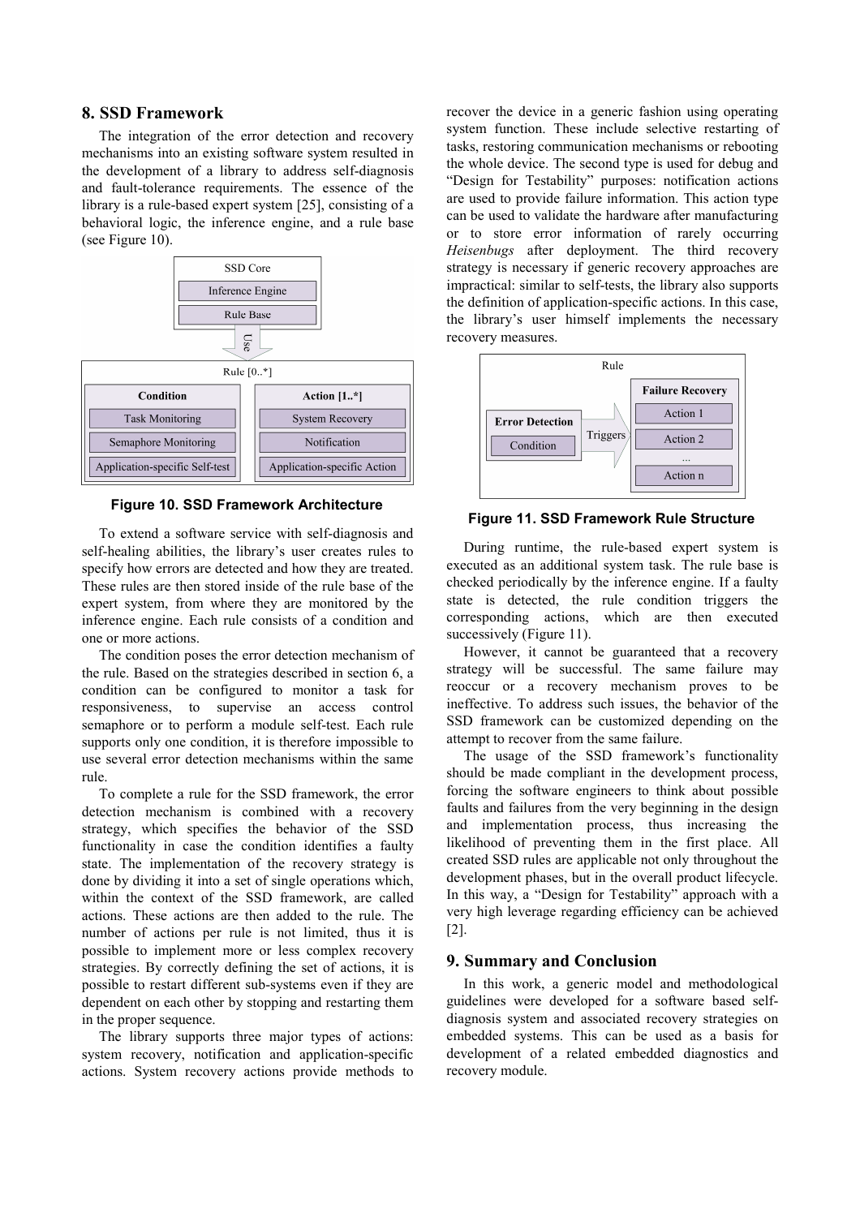## 8. SSD Framework

The integration of the error detection and recovery mechanisms into an existing software system resulted in the development of a library to address self-diagnosis and fault-tolerance requirements. The essence of the library is a rule-based expert system [25], consisting of a behavioral logic, the inference engine, and a rule base (see Figure 10).

**Figure 10. SSD Framework Architecture**

To extend a software service with self-diagnosis and self-healing abilities, the library's user creates rules to specify how errors are detected and how they are treated. These rules are then stored inside of the rule base of the expert system, from where they are monitored by the inference engine. Each rule consists of a condition and one or more actions.

The condition poses the error detection mechanism of the rule. Based on the strategies described in section 6, a condition can be configured to monitor a task for responsiveness, to supervise an access control semaphore or to perform a module self-test. Each rule supports only one condition, it is therefore impossible to use several error detection mechanisms within the same rule.

To complete a rule for the SSD framework, the error detection mechanism is combined with a recovery strategy, which specifies the behavior of the SSD functionality in case the condition identifies a faulty state. The implementation of the recovery strategy is done by dividing it into a set of single operations which, within the context of the SSD framework, are called actions. These actions are then added to the rule. The number of actions per rule is not limited, thus it is possible to implement more or less complex recovery strategies. By correctly defining the set of actions, it is possible to restart different sub-systems even if they are dependent on each other by stopping and restarting them in the proper sequence.

The library supports three major types of actions: system recovery, notification and application-specific actions. System recovery actions provide methods to recover the device in a generic fashion using operating system function. These include selective restarting of tasks, restoring communication mechanisms or rebooting the whole device. The second type is used for debug and "Design for Testability" purposes: notification actions are used to provide failure information. This action type can be used to validate the hardware after manufacturing or to store error information of rarely occurring *Heisenbugs* after deployment. The third recovery strategy is necessary if generic recovery approaches are impractical: similar to self-tests, the library also supports the definition of application-specific actions. In this case, the library's user himself implements the necessary recovery measures.

**Figure 11. SSD Framework Rule Structure**

During runtime, the rule-based expert system is executed as an additional system task. The rule base is checked periodically by the inference engine. If a faulty state is detected, the rule condition triggers the corresponding actions, which are then executed successively (Figure 11).

However, it cannot be guaranteed that a recovery strategy will be successful. The same failure may reoccur or a recovery mechanism proves to be ineffective. To address such issues, the behavior of the SSD framework can be customized depending on the attempt to recover from the same failure.

The usage of the SSD framework's functionality should be made compliant in the development process, forcing the software engineers to think about possible faults and failures from the very beginning in the design and implementation process, thus increasing the likelihood of preventing them in the first place. All created SSD rules are applicable not only throughout the development phases, but in the overall product lifecycle. In this way, a "Design for Testability" approach with a very high leverage regarding efficiency can be achieved [2].

## 9. Summary and Conclusion

In this work, a generic model and methodological guidelines were developed for a software based self-diagnosis system and associated recovery strategies on embedded systems. This can be used as a basis for development of a related embedded diagnostics and recovery module.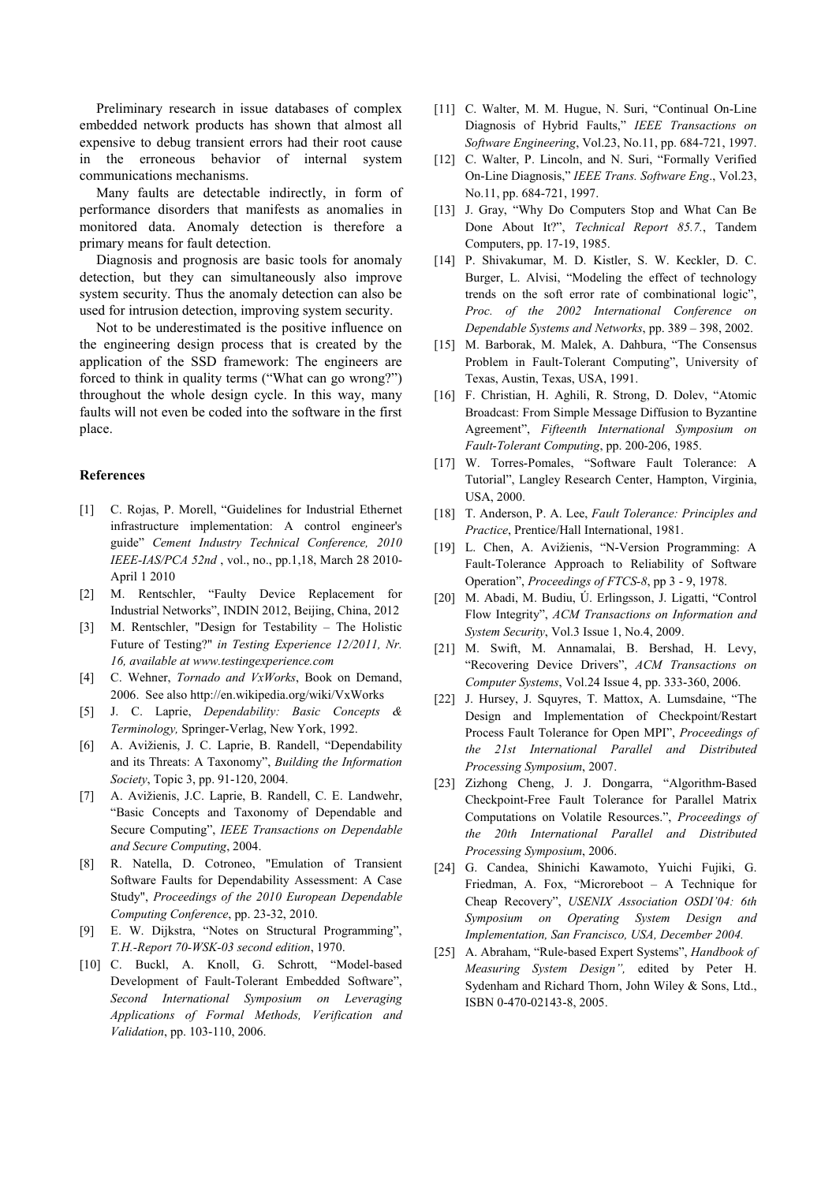Preliminary research in issue databases of complex embedded network products has shown that almost all expensive to debug transient errors had their root cause in the erroneous behavior of internal system communications mechanisms.

Many faults are detectable indirectly, in form of performance disorders that manifests as anomalies in monitored data. Anomaly detection is therefore a primary means for fault detection.

Diagnosis and prognosis are basic tools for anomaly detection, but they can simultaneously also improve system security. Thus the anomaly detection can also be used for intrusion detection, improving system security.

Not to be underestimated is the positive influence on the engineering design process that is created by the application of the SSD framework: The engineers are forced to think in quality terms ("What can go wrong?") throughout the whole design cycle. In this way, many faults will not even be coded into the software in the first place.

### References

[1] C. Rojas, P. Morell, "Guidelines for Industrial Ethernet infrastructure implementation: A control engineer's guide" *Cement Industry Technical Conference, 2010 IEEE-IAS/PCA 52nd* , vol., no., pp.1,18, March 28 2010-April 1 2010

[2] M. Rentschler, "Faulty Device Replacement for Industrial Networks", INDIN 2012, Beijing, China, 2012

[3] M. Rentschler, "Design for Testability – The Holistic Future of Testing?" *in Testing Experience 12/2011, Nr. 16, available at www.testingexperience.com*

[4] C. Wehner, *Tornado and VxWorks*, Book on Demand, 2006. See also http://en.wikipedia.org/wiki/VxWorks

[5] J. C. Laprie, *Dependability: Basic Concepts & Terminology,* Springer-Verlag, New York, 1992.

[6] A. Avižienis, J. C. Laprie, B. Randell, "Dependability and its Threats: A Taxonomy", *Building the Information Society*, Topic 3, pp. 91-120, 2004.

[7] A. Avižienis, J.C. Laprie, B. Randell, C. E. Landwehr, "Basic Concepts and Taxonomy of Dependable and Secure Computing", *IEEE Transactions on Dependable and Secure Computing*, 2004.

[8] R. Natella, D. Cotroneo, "Emulation of Transient Software Faults for Dependability Assessment: A Case Study", *Proceedings of the 2010 European Dependable Computing Conference*, pp. 23-32, 2010.

[9] E. W. Dijkstra, "Notes on Structural Programming", *T.H.-Report 70-WSK-03 second edition*, 1970.

[10] C. Buckl, A. Knoll, G. Schrott, "Model-based Development of Fault-Tolerant Embedded Software", *Second International Symposium on Leveraging Applications of Formal Methods, Verification and Validation*, pp. 103-110, 2006.

[11] C. Walter, M. M. Hugue, N. Suri, "Continual On-Line Diagnosis of Hybrid Faults," *IEEE Transactions on Software Engineering*, Vol.23, No.11, pp. 684-721, 1997.

[12] C. Walter, P. Lincoln, and N. Suri, "Formally Verified On-Line Diagnosis," *IEEE Trans. Software Eng*., Vol.23, No.11, pp. 684-721, 1997.

[13] J. Gray, "Why Do Computers Stop and What Can Be Done About It?", *Technical Report 85.7.*, Tandem Computers, pp. 17-19, 1985.

[14] P. Shivakumar, M. D. Kistler, S. W. Keckler, D. C. Burger, L. Alvisi, "Modeling the effect of technology trends on the soft error rate of combinational logic", *Proc. of the 2002 International Conference on Dependable Systems and Networks*, pp. 389 – 398, 2002.

[15] M. Barborak, M. Malek, A. Dahbura, "The Consensus Problem in Fault-Tolerant Computing", University of Texas, Austin, Texas, USA, 1991.

[16] F. Christian, H. Aghili, R. Strong, D. Dolev, "Atomic Broadcast: From Simple Message Diffusion to Byzantine Agreement", *Fifteenth International Symposium on Fault-Tolerant Computing*, pp. 200-206, 1985.

[17] W. Torres-Pomales, "Software Fault Tolerance: A Tutorial", Langley Research Center, Hampton, Virginia, USA, 2000.

[18] T. Anderson, P. A. Lee, *Fault Tolerance: Principles and Practice*, Prentice/Hall International, 1981.

[19] L. Chen, A. Avižienis, "N-Version Programming: A Fault-Tolerance Approach to Reliability of Software Operation", *Proceedings of FTCS-8*, pp 3 - 9, 1978.

[20] M. Abadi, M. Budiu, Ú. Erlingsson, J. Ligatti, "Control Flow Integrity", *ACM Transactions on Information and System Security*, Vol.3 Issue 1, No.4, 2009.

[21] M. Swift, M. Annamalai, B. Bershad, H. Levy, "Recovering Device Drivers", *ACM Transactions on Computer Systems*, Vol.24 Issue 4, pp. 333-360, 2006.

[22] J. Hursey, J. Squyres, T. Mattox, A. Lumsdaine, "The Design and Implementation of Checkpoint/Restart Process Fault Tolerance for Open MPI", *Proceedings of the 21st International Parallel and Distributed Processing Symposium*, 2007.

[23] Zizhong Cheng, J. J. Dongarra, "Algorithm-Based Checkpoint-Free Fault Tolerance for Parallel Matrix Computations on Volatile Resources.", *Proceedings of the 20th International Parallel and Distributed Processing Symposium*, 2006.

[24] G. Candea, Shinichi Kawamoto, Yuichi Fujiki, G. Friedman, A. Fox, "Microreboot – A Technique for Cheap Recovery", *USENIX Association OSDI'04: 6th Symposium on Operating System Design and Implementation, San Francisco, USA, December 2004.*

[25] A. Abraham, "Rule-based Expert Systems", *Handbook of Measuring System Design",* edited by Peter H. Sydenham and Richard Thorn, John Wiley & Sons, Ltd., ISBN 0-470-02143-8, 2005.